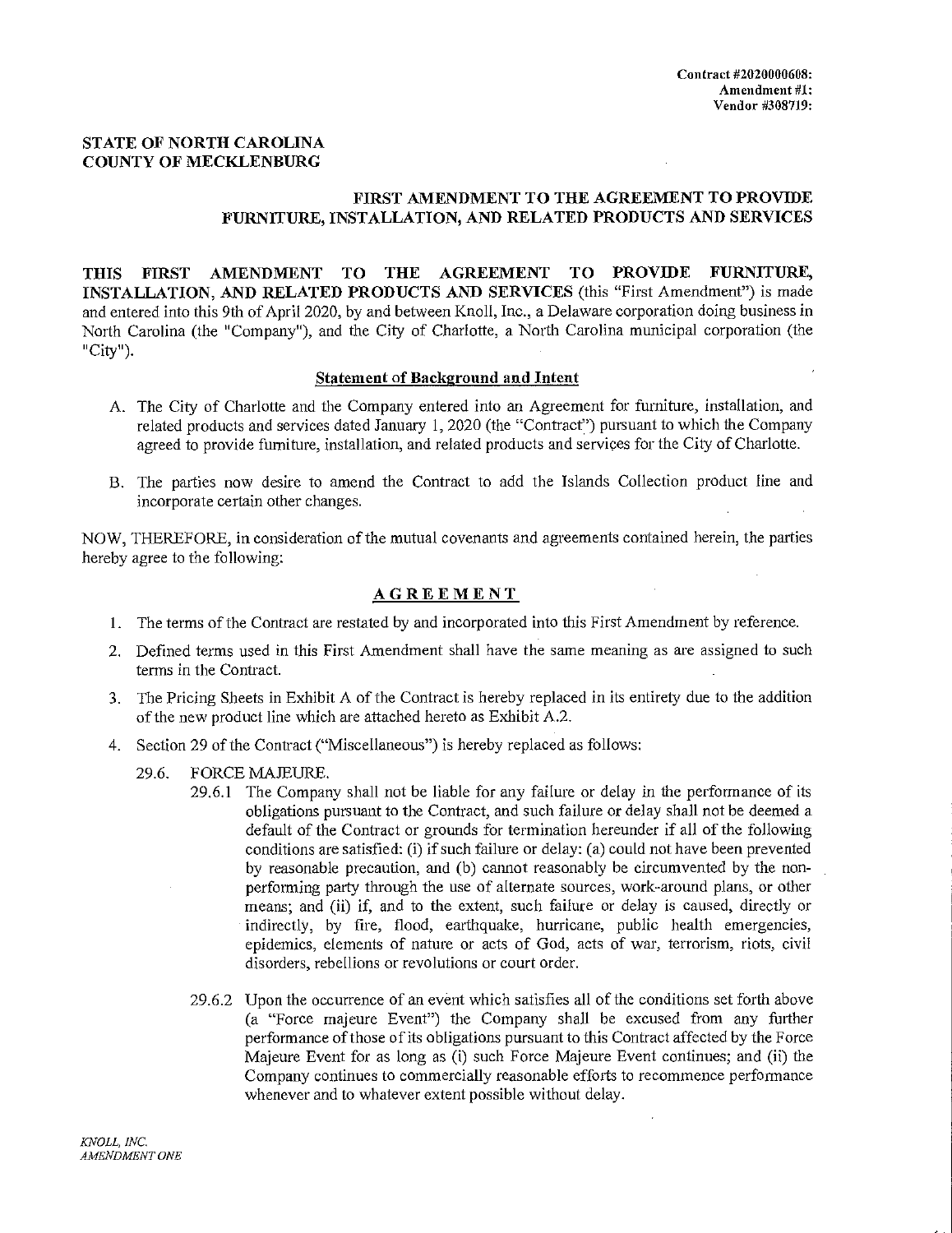Contract #2020000608:
Amendment #1:
Vendor #308719:

**STATE OF NORTH CAROLINA**
**COUNTY OF MECKLENBURG**

## FIRST AMENDMENT TO THE AGREEMENT TO PROVIDE FURNITURE, INSTALLATION, AND RELATED PRODUCTS AND SERVICES

**THIS FIRST AMENDMENT TO THE AGREEMENT TO PROVIDE FURNITURE, INSTALLATION, AND RELATED PRODUCTS AND SERVICES** (this "First Amendment") is made and entered into this 9th of April 2020, by and between Knoll, Inc., a Delaware corporation doing business in North Carolina (the "Company"), and the City of Charlotte, a North Carolina municipal corporation (the "City").

**Statement of Background and Intent**

A. The City of Charlotte and the Company entered into an Agreement for furniture, installation, and related products and services dated January 1, 2020 (the "Contract") pursuant to which the Company agreed to provide furniture, installation, and related products and services for the City of Charlotte.

B. The parties now desire to amend the Contract to add the Islands Collection product line and incorporate certain other changes.

NOW, THEREFORE, in consideration of the mutual covenants and agreements contained herein, the parties hereby agree to the following:

**AGREEMENT**

1. The terms of the Contract are restated by and incorporated into this First Amendment by reference.
2. Defined terms used in this First Amendment shall have the same meaning as are assigned to such terms in the Contract.
3. The Pricing Sheets in Exhibit A of the Contract is hereby replaced in its entirety due to the addition of the new product line which are attached hereto as Exhibit A.2.
4. Section 29 of the Contract ("Miscellaneous") is hereby replaced as follows:

29.6. FORCE MAJEURE.

29.6.1 The Company shall not be liable for any failure or delay in the performance of its obligations pursuant to the Contract, and such failure or delay shall not be deemed a default of the Contract or grounds for termination hereunder if all of the following conditions are satisfied: (i) if such failure or delay: (a) could not have been prevented by reasonable precaution, and (b) cannot reasonably be circumvented by the non-performing party through the use of alternate sources, work-around plans, or other means; and (ii) if, and to the extent, such failure or delay is caused, directly or indirectly, by fire, flood, earthquake, hurricane, public health emergencies, epidemics, elements of nature or acts of God, acts of war, terrorism, riots, civil disorders, rebellions or revolutions or court order.

29.6.2 Upon the occurrence of an event which satisfies all of the conditions set forth above (a "Force majeure Event") the Company shall be excused from any further performance of those of its obligations pursuant to this Contract affected by the Force Majeure Event for as long as (i) such Force Majeure Event continues; and (ii) the Company continues to commercially reasonable efforts to recommence performance whenever and to whatever extent possible without delay.

*KNOLL, INC.*
*AMENDMENT ONE*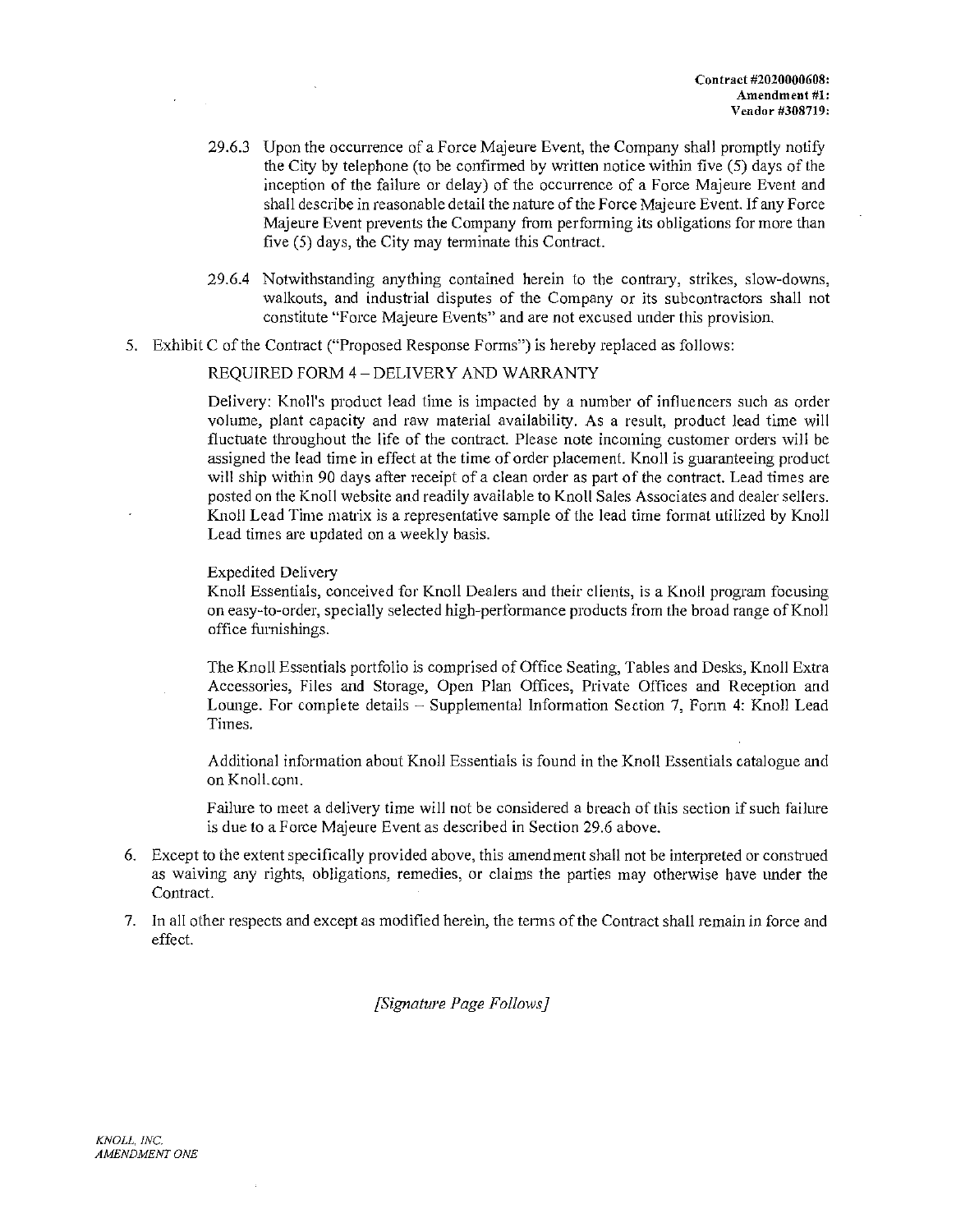29.6.3 Upon the occurrence of a Force Majeure Event, the Company shall promptly notify the City by telephone (to be confirmed by written notice within five (5) days of the inception of the failure or delay) of the occurrence of a Force Majeure Event and shall describe in reasonable detail the nature of the Force Majeure Event. If any Force Majeure Event prevents the Company from performing its obligations for more than five (5) days, the City may terminate this Contract.

29.6.4 Notwithstanding anything contained herein to the contrary, strikes, slow-downs, walkouts, and industrial disputes of the Company or its subcontractors shall not constitute "Force Majeure Events" and are not excused under this provision.

5. Exhibit C of the Contract ("Proposed Response Forms") is hereby replaced as follows:

   REQUIRED FORM 4 – DELIVERY AND WARRANTY

   Delivery: Knoll's product lead time is impacted by a number of influencers such as order volume, plant capacity and raw material availability. As a result, product lead time will fluctuate throughout the life of the contract. Please note incoming customer orders will be assigned the lead time in effect at the time of order placement. Knoll is guaranteeing product will ship within 90 days after receipt of a clean order as part of the contract. Lead times are posted on the Knoll website and readily available to Knoll Sales Associates and dealer sellers. Knoll Lead Time matrix is a representative sample of the lead time format utilized by Knoll Lead times are updated on a weekly basis.

   Expedited Delivery
   Knoll Essentials, conceived for Knoll Dealers and their clients, is a Knoll program focusing on easy-to-order, specially selected high-performance products from the broad range of Knoll office furnishings.

   The Knoll Essentials portfolio is comprised of Office Seating, Tables and Desks, Knoll Extra Accessories, Files and Storage, Open Plan Offices, Private Offices and Reception and Lounge. For complete details – Supplemental Information Section 7, Form 4: Knoll Lead Times.

   Additional information about Knoll Essentials is found in the Knoll Essentials catalogue and on Knoll.com.

   Failure to meet a delivery time will not be considered a breach of this section if such failure is due to a Force Majeure Event as described in Section 29.6 above.

6. Except to the extent specifically provided above, this amendment shall not be interpreted or construed as waiving any rights, obligations, remedies, or claims the parties may otherwise have under the Contract.

7. In all other respects and except as modified herein, the terms of the Contract shall remain in force and effect.

*[Signature Page Follows]*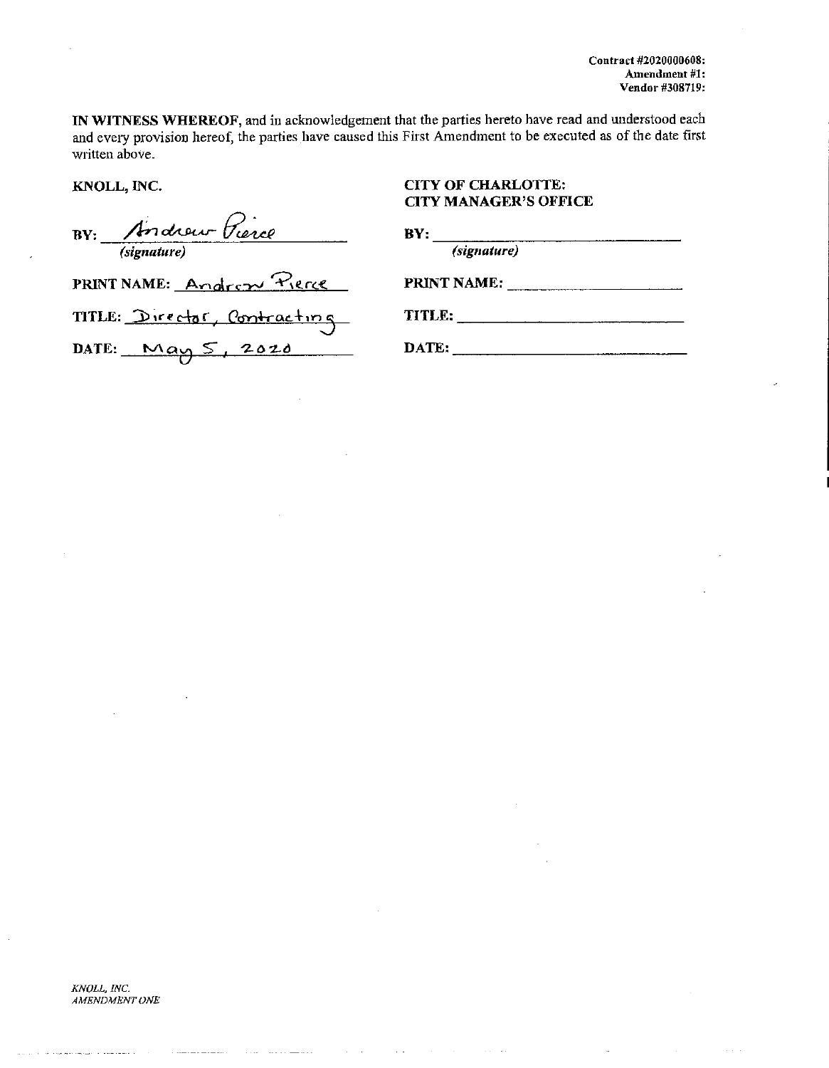Contract #2020000608:
Amendment #1:
Vendor #308719:

**IN WITNESS WHEREOF**, and in acknowledgement that the parties hereto have read and understood each and every provision hereof, the parties have caused this First Amendment to be executed as of the date first written above.

| **KNOLL, INC.** | **CITY OF CHARLOTTE: CITY MANAGER'S OFFICE** |
|---|---|
| **BY:** Andrew Pierce *(signature)* | **BY:** ______________________ *(signature)* |
| **PRINT NAME:** Andrew Pierce | **PRINT NAME:** ______________________ |
| **TITLE:** Director, Contracting | **TITLE:** ______________________ |
| **DATE:** May 5, 2020 | **DATE:** ______________________ |

*KNOLL, INC.*
*AMENDMENT ONE*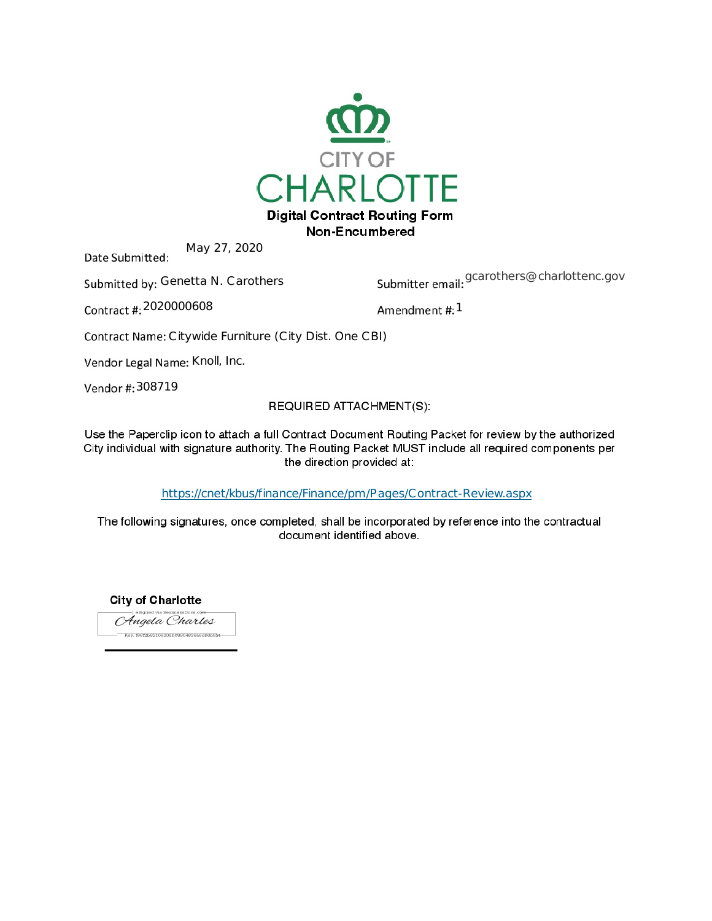CITY OF CHARLOTTE

**Digital Contract Routing Form**
**Non-Encumbered**

Date Submitted: May 27, 2020

Submitted by: Genetta N. Carothers

Submitter email: gcarothers@charlottenc.gov

Contract #: 2020000608

Amendment #: 1

Contract Name: Citywide Furniture (City Dist. One CBI)

Vendor Legal Name: Knoll, Inc.

Vendor #: 308719

REQUIRED ATTACHMENT(S):

Use the Paperclip icon to attach a full Contract Document Routing Packet for review by the authorized City individual with signature authority. The Routing Packet MUST include all required components per the direction provided at:

https://cnet/kbus/finance/Finance/pm/Pages/Contract-Review.aspx

The following signatures, once completed, shall be incorporated by reference into the contractual document identified above.

**City of Charlotte**

eSigned via SeamlessDocs.com
Angela Charles
Key: f66f2b82106208b0860483 8a6d96b834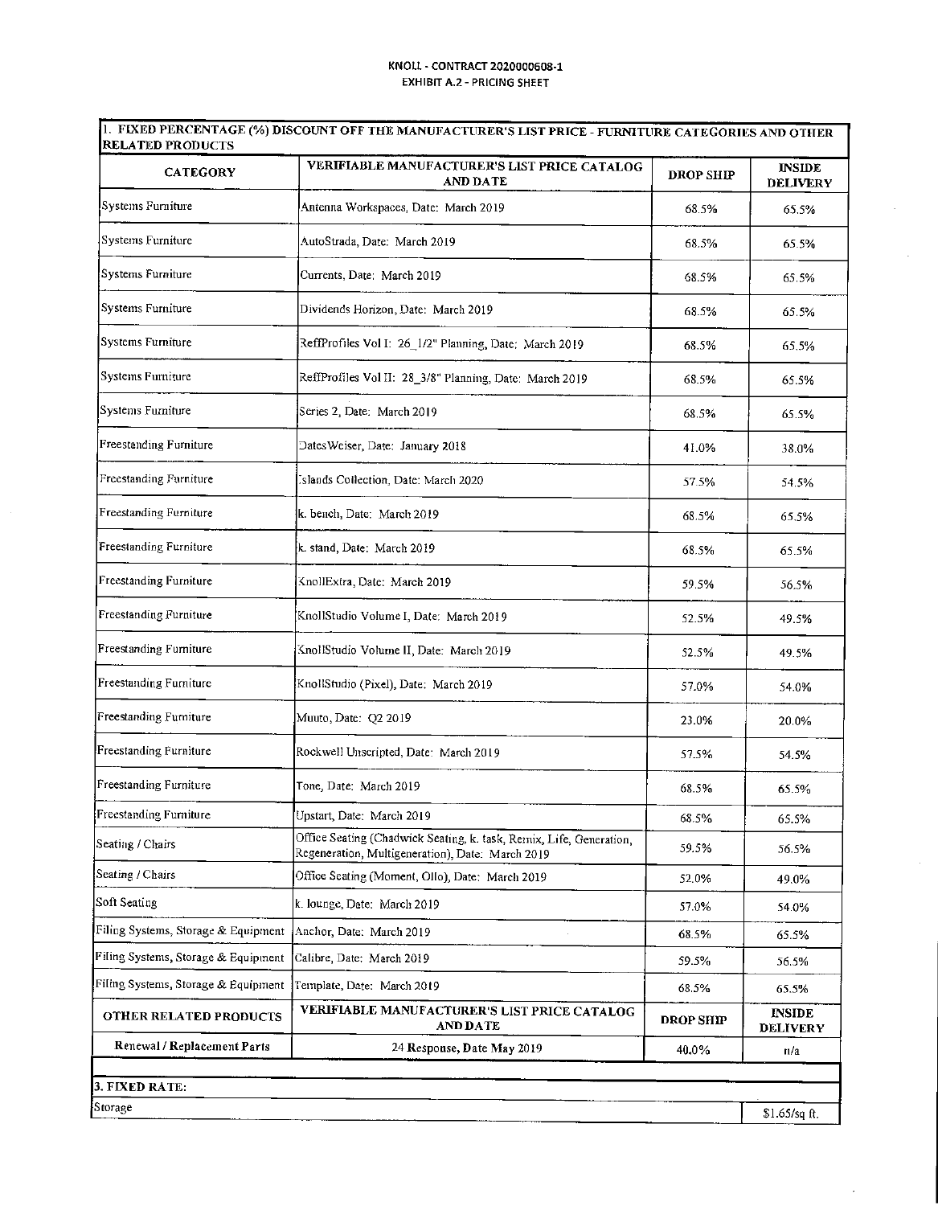KNOLL - CONTRACT 2020000608-1
EXHIBIT A.2 - PRICING SHEET

| 1. FIXED PERCENTAGE (%) DISCOUNT OFF THE MANUFACTURER'S LIST PRICE - FURNITURE CATEGORIES AND OTHER RELATED PRODUCTS | | | |
|---|---|---|---|
| **CATEGORY** | **VERIFIABLE MANUFACTURER'S LIST PRICE CATALOG AND DATE** | **DROP SHIP** | **INSIDE DELIVERY** |
| Systems Furniture | Antenna Workspaces, Date: March 2019 | 68.5% | 65.5% |
| Systems Furniture | AutoStrada, Date: March 2019 | 68.5% | 65.5% |
| Systems Furniture | Currents, Date: March 2019 | 68.5% | 65.5% |
| Systems Furniture | Dividends Horizon, Date: March 2019 | 68.5% | 65.5% |
| Systems Furniture | ReffProfiles Vol I: 26_1/2" Planning, Date: March 2019 | 68.5% | 65.5% |
| Systems Furniture | ReffProfiles Vol II: 28_3/8" Planning, Date: March 2019 | 68.5% | 65.5% |
| Systems Furniture | Series 2, Date: March 2019 | 68.5% | 65.5% |
| Freestanding Furniture | DatesWeiser, Date: January 2018 | 41.0% | 38.0% |
| Freestanding Furniture | Islands Collection, Date: March 2020 | 57.5% | 54.5% |
| Freestanding Furniture | k. bench, Date: March 2019 | 68.5% | 65.5% |
| Freestanding Furniture | k. stand, Date: March 2019 | 68.5% | 65.5% |
| Freestanding Furniture | KnollExtra, Date: March 2019 | 59.5% | 56.5% |
| Freestanding Furniture | KnollStudio Volume I, Date: March 2019 | 52.5% | 49.5% |
| Freestanding Furniture | KnollStudio Volume II, Date: March 2019 | 52.5% | 49.5% |
| Freestanding Furniture | KnollStudio (Pixel), Date: March 2019 | 57.0% | 54.0% |
| Freestanding Furniture | Muuto, Date: Q2 2019 | 23.0% | 20.0% |
| Freestanding Furniture | Rockwell Unscripted, Date: March 2019 | 57.5% | 54.5% |
| Freestanding Furniture | Tone, Date: March 2019 | 68.5% | 65.5% |
| Freestanding Furniture | Upstart, Date: March 2019 | 68.5% | 65.5% |
| Seating / Chairs | Office Seating (Chadwick Seating, k. task, Remix, Life, Generation, Regeneration, Multigeneration), Date: March 2019 | 59.5% | 56.5% |
| Seating / Chairs | Office Seating (Moment, Ollo), Date: March 2019 | 52.0% | 49.0% |
| Soft Seating | k. lounge, Date: March 2019 | 57.0% | 54.0% |
| Filing Systems, Storage & Equipment | Anchor, Date: March 2019 | 68.5% | 65.5% |
| Filing Systems, Storage & Equipment | Calibre, Date: March 2019 | 59.5% | 56.5% |
| Filing Systems, Storage & Equipment | Template, Date: March 2019 | 68.5% | 65.5% |
| **OTHER RELATED PRODUCTS** | **VERIFIABLE MANUFACTURER'S LIST PRICE CATALOG AND DATE** | **DROP SHIP** | **INSIDE DELIVERY** |
| **Renewal / Replacement Parts** | **24 Response, Date May 2019** | 40.0% | n/a |

| 3. FIXED RATE: | |
|---|---|
| Storage | $1.65/sq ft. |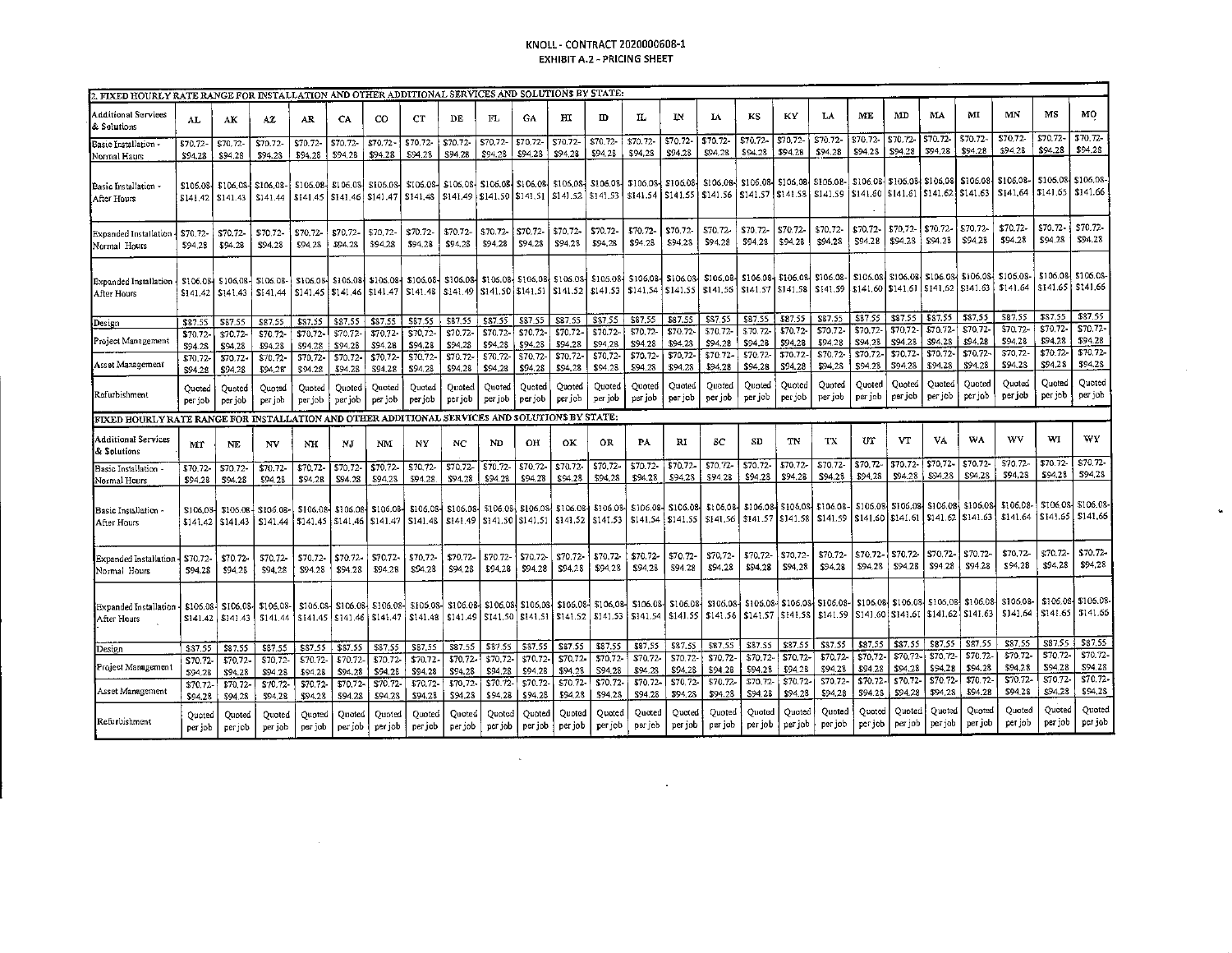## 2. FIXED HOURLY RATE RANGE FOR INSTALLATION AND OTHER ADDITIONAL SERVICES AND SOLUTIONS BY STATE:

| Additional Services & Solutions | AL | AK | AZ | AR | CA | CO | CT | DE | FL | GA | HI | ID | IL | IN | IA | KS | KY | LA | ME | MD | MA | MI | MN | MS | MO |
|---|---|---|---|---|---|---|---|---|---|---|---|---|---|---|---|---|---|---|---|---|---|---|---|---|---|
| Basic Installation - Normal Hours | $70.72-$94.28 | $70.72-$94.28 | $70.72-$94.28 | $70.72-$94.28 | $70.72-$94.28 | $70.72-$94.28 | $70.72-$94.28 | $70.72-$94.28 | $70.72-$94.28 | $70.72-$94.28 | $70.72-$94.28 | $70.72-$94.28 | $70.72-$94.28 | $70.72-$94.28 | $70.72-$94.28 | $70.72-$94.28 | $70.72-$94.28 | $70.72-$94.28 | $70.72-$94.28 | $70.72-$94.28 | $70.72-$94.28 | $70.72-$94.28 | $70.72-$94.28 | $70.72-$94.28 | $70.72-$94.28 |
| Basic Installation - After Hours | $106.08-$141.42 | $106.08-$141.43 | $106.08-$141.44 | $106.08-$141.45 | $106.08-$141.46 | $106.08-$141.47 | $106.08-$141.48 | $106.08-$141.49 | $106.08-$141.50 | $106.08-$141.51 | $106.08-$141.52 | $106.08-$141.53 | $106.08-$141.54 | $106.08-$141.55 | $106.08-$141.56 | $106.08-$141.57 | $106.08-$141.58 | $106.08-$141.59 | $106.08-$141.60 | $106.08-$141.61 | $106.08-$141.62 | $106.08-$141.63 | $106.08-$141.64 | $106.08-$141.65 | $106.08-$141.66 |
| Expanded Installation - Normal Hours | $70.72-$94.28 | $70.72-$94.28 | $70.72-$94.28 | $70.72-$94.28 | $70.72-$94.28 | $70.72-$94.28 | $70.72-$94.28 | $70.72-$94.28 | $70.72-$94.28 | $70.72-$94.28 | $70.72-$94.28 | $70.72-$94.28 | $70.72-$94.28 | $70.72-$94.28 | $70.72-$94.28 | $70.72-$94.28 | $70.72-$94.28 | $70.72-$94.28 | $70.72-$94.28 | $70.72-$94.28 | $70.72-$94.28 | $70.72-$94.28 | $70.72-$94.28 | $70.72-$94.28 | $70.72-$94.28 |
| Expanded Installation - After Hours | $106.08-$141.42 | $106.08-$141.43 | $106.08-$141.44 | $106.08-$141.45 | $106.08-$141.46 | $106.08-$141.47 | $106.08-$141.48 | $106.08-$141.49 | $106.08-$141.50 | $106.08-$141.51 | $106.08-$141.52 | $106.08-$141.53 | $106.08-$141.54 | $106.08-$141.55 | $106.08-$141.56 | $106.08-$141.57 | $106.08-$141.58 | $106.08-$141.59 | $106.08-$141.60 | $106.08-$141.61 | $106.08-$141.62 | $106.08-$141.63 | $106.08-$141.64 | $106.08-$141.65 | $106.08-$141.66 |
| Design | $87.55 | $87.55 | $87.55 | $87.55 | $87.55 | $87.55 | $87.55 | $87.55 | $87.55 | $87.55 | $87.55 | $87.55 | $87.55 | $87.55 | $87.55 | $87.55 | $87.55 | $87.55 | $87.55 | $87.55 | $87.55 | $87.55 | $87.55 | $87.55 | $87.55 |
| Project Management | $70.72-$94.28 | $70.72-$94.28 | $70.72-$94.28 | $70.72-$94.28 | $70.72-$94.28 | $70.72-$94.28 | $70.72-$94.28 | $70.72-$94.28 | $70.72-$94.28 | $70.72-$94.28 | $70.72-$94.28 | $70.72-$94.28 | $70.72-$94.28 | $70.72-$94.28 | $70.72-$94.28 | $70.72-$94.28 | $70.72-$94.28 | $70.72-$94.28 | $70.72-$94.28 | $70.72-$94.28 | $70.72-$94.28 | $70.72-$94.28 | $70.72-$94.28 | $70.72-$94.28 | $70.72-$94.28 |
| Asset Management | $70.72-$94.28 | $70.72-$94.28 | $70.72-$94.28 | $70.72-$94.28 | $70.72-$94.28 | $70.72-$94.28 | $70.72-$94.28 | $70.72-$94.28 | $70.72-$94.28 | $70.72-$94.28 | $70.72-$94.28 | $70.72-$94.28 | $70.72-$94.28 | $70.72-$94.28 | $70.72-$94.28 | $70.72-$94.28 | $70.72-$94.28 | $70.72-$94.28 | $70.72-$94.28 | $70.72-$94.28 | $70.72-$94.28 | $70.72-$94.28 | $70.72-$94.28 | $70.72-$94.28 | $70.72-$94.28 |
| Refurbishment | Quoted per job | Quoted per job | Quoted per job | Quoted per job | Quoted per job | Quoted per job | Quoted per job | Quoted per job | Quoted per job | Quoted per job | Quoted per job | Quoted per job | Quoted per job | Quoted per job | Quoted per job | Quoted per job | Quoted per job | Quoted per job | Quoted per job | Quoted per job | Quoted per job | Quoted per job | Quoted per job | Quoted per job | Quoted per job |

## FIXED HOURLY RATE RANGE FOR INSTALLATION AND OTHER ADDITIONAL SERVICES AND SOLUTIONS BY STATE:

| Additional Services & Solutions | MT | NE | NV | NH | NJ | NM | NY | NC | ND | OH | OK | OR | PA | RI | SC | SD | TN | TX | UT | VT | VA | WA | WV | WI | WY |
|---|---|---|---|---|---|---|---|---|---|---|---|---|---|---|---|---|---|---|---|---|---|---|---|---|---|
| Basic Installation - Normal Hours | $70.72-$94.28 | $70.72-$94.28 | $70.72-$94.28 | $70.72-$94.28 | $70.72-$94.28 | $70.72-$94.28 | $70.72-$94.28 | $70.72-$94.28 | $70.72-$94.28 | $70.72-$94.28 | $70.72-$94.28 | $70.72-$94.28 | $70.72-$94.28 | $70.72-$94.28 | $70.72-$94.28 | $70.72-$94.28 | $70.72-$94.28 | $70.72-$94.28 | $70.72-$94.28 | $70.72-$94.28 | $70.72-$94.28 | $70.72-$94.28 | $70.72-$94.28 | $70.72-$94.28 | $70.72-$94.28 |
| Basic Installation - After Hours | $106.08-$141.42 | $106.08-$141.43 | $106.08-$141.44 | $106.08-$141.45 | $106.08-$141.46 | $106.08-$141.47 | $106.08-$141.48 | $106.08-$141.49 | $106.08-$141.50 | $106.08-$141.51 | $106.08-$141.52 | $106.08-$141.53 | $106.08-$141.54 | $106.08-$141.55 | $106.08-$141.56 | $106.08-$141.57 | $106.08-$141.58 | $106.08-$141.59 | $106.08-$141.60 | $106.08-$141.61 | $106.08-$141.62 | $106.08-$141.63 | $106.08-$141.64 | $106.08-$141.65 | $106.08-$141.66 |
| Expanded Installation - Normal Hours | $70.72-$94.28 | $70.72-$94.28 | $70.72-$94.28 | $70.72-$94.28 | $70.72-$94.28 | $70.72-$94.28 | $70.72-$94.28 | $70.72-$94.28 | $70.72-$94.28 | $70.72-$94.28 | $70.72-$94.28 | $70.72-$94.28 | $70.72-$94.28 | $70.72-$94.28 | $70.72-$94.28 | $70.72-$94.28 | $70.72-$94.28 | $70.72-$94.28 | $70.72-$94.28 | $70.72-$94.28 | $70.72-$94.28 | $70.72-$94.28 | $70.72-$94.28 | $70.72-$94.28 | $70.72-$94.28 |
| Expanded Installation - After Hours | $106.08-$141.42 | $106.08-$141.43 | $106.08-$141.44 | $106.08-$141.45 | $106.08-$141.46 | $106.08-$141.47 | $106.08-$141.48 | $106.08-$141.49 | $106.08-$141.50 | $106.08-$141.51 | $106.08-$141.52 | $106.08-$141.53 | $106.08-$141.54 | $106.08-$141.55 | $106.08-$141.56 | $106.08-$141.57 | $106.08-$141.58 | $106.08-$141.59 | $106.08-$141.60 | $106.08-$141.61 | $106.08-$141.62 | $106.08-$141.63 | $106.08-$141.64 | $106.08-$141.65 | $106.08-$141.66 |
| Design | $87.55 | $87.55 | $87.55 | $87.55 | $87.55 | $87.55 | $87.55 | $87.55 | $87.55 | $87.55 | $87.55 | $87.55 | $87.55 | $87.55 | $87.55 | $87.55 | $87.55 | $87.55 | $87.55 | $87.55 | $87.55 | $87.55 | $87.55 | $87.55 | $87.55 |
| Project Management | $70.72-$94.28 | $70.72-$94.28 | $70.72-$94.28 | $70.72-$94.28 | $70.72-$94.28 | $70.72-$94.28 | $70.72-$94.28 | $70.72-$94.28 | $70.72-$94.28 | $70.72-$94.28 | $70.72-$94.28 | $70.72-$94.28 | $70.72-$94.28 | $70.72-$94.28 | $70.72-$94.28 | $70.72-$94.28 | $70.72-$94.28 | $70.72-$94.28 | $70.72-$94.28 | $70.72-$94.28 | $70.72-$94.28 | $70.72-$94.28 | $70.72-$94.28 | $70.72-$94.28 | $70.72-$94.28 |
| Asset Management | $70.72-$94.28 | $70.72-$94.28 | $70.72-$94.28 | $70.72-$94.28 | $70.72-$94.28 | $70.72-$94.28 | $70.72-$94.28 | $70.72-$94.28 | $70.72-$94.28 | $70.72-$94.28 | $70.72-$94.28 | $70.72-$94.28 | $70.72-$94.28 | $70.72-$94.28 | $70.72-$94.28 | $70.72-$94.28 | $70.72-$94.28 | $70.72-$94.28 | $70.72-$94.28 | $70.72-$94.28 | $70.72-$94.28 | $70.72-$94.28 | $70.72-$94.28 | $70.72-$94.28 | $70.72-$94.28 |
| Refurbishment | Quoted per job | Quoted per job | Quoted per job | Quoted per job | Quoted per job | Quoted per job | Quoted per job | Quoted per job | Quoted per job | Quoted per job | Quoted per job | Quoted per job | Quoted per job | Quoted per job | Quoted per job | Quoted per job | Quoted per job | Quoted per job | Quoted per job | Quoted per job | Quoted per job | Quoted per job | Quoted per job | Quoted per job | Quoted per job |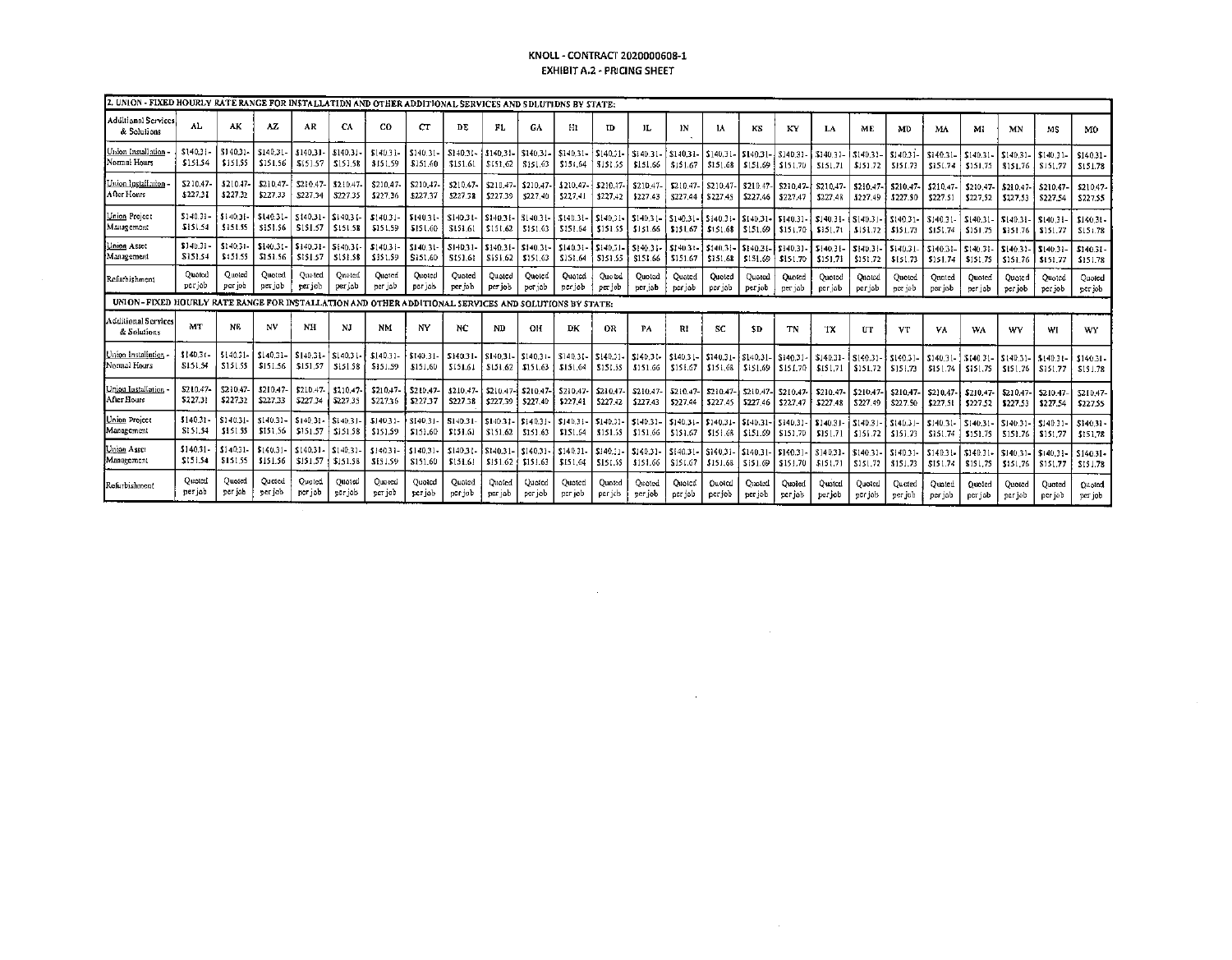**KNOLL - CONTRACT 2020000608-1**
**EXHIBIT A.2 - PRICING SHEET**

| 2. UNION - FIXED HOURLY RATE RANGE FOR INSTALLATION AND OTHER ADDITIONAL SERVICES AND SOLUTIONS BY STATE: | | | | | | | | | | | | | | | | | | | | | | | | | |
|---|---|---|---|---|---|---|---|---|---|---|---|---|---|---|---|---|---|---|---|---|---|---|---|---|---|
| Additional Services & Solutions | AL | AK | AZ | AR | CA | CO | CT | DE | FL | GA | HI | ID | IL | IN | IA | KS | KY | LA | ME | MD | MA | MI | MN | MS | MO |
| Union Installation - Normal Hours | $140.31- $151.54 | $140.31- $151.55 | $140.31- $151.56 | $140.31- $151.57 | $140.31- $151.58 | $140.31- $151.59 | $140.31- $151.60 | $140.31- $151.61 | $140.31- $151.62 | $140.31- $151.63 | $140.31- $151.64 | $140.31- $151.55 | $140.31- $151.66 | $140.31- $151.67 | $140.31- $151.68 | $140.31- $151.69 | $140.31- $151.70 | $140.31- $151.71 | $140.31- $151.72 | $140.31- $151.73 | $140.31- $151.74 | $140.31- $151.75 | $140.31- $151.76 | $140.31- $151.77 | $140.31- $151.78 |
| Union Installation - After Hours | $210.47- $227.31 | $210.47- $227.32 | $210.47- $227.33 | $210.47- $227.34 | $210.47- $227.35 | $210.47- $227.36 | $210.47- $227.37 | $210.47- $227.38 | $210.47- $227.39 | $210.47- $227.40 | $210.47- $227.41 | $210.47- $227.42 | $210.47- $227.43 | $210.47- $227.44 | $210.47- $227.45 | $210.47- $227.46 | $210.47- $227.47 | $210.47- $227.48 | $210.47- $227.49 | $210.47- $227.50 | $210.47- $227.51 | $210.47- $227.52 | $210.47- $227.53 | $210.47- $227.54 | $210.47- $227.55 |
| Union Project Management | $140.31- $151.54 | $140.31- $151.55 | $140.31- $151.56 | $140.31- $151.57 | $140.31- $151.58 | $140.31- $151.59 | $140.31- $151.60 | $140.31- $151.61 | $140.31- $151.62 | $140.31- $151.63 | $140.31- $151.64 | $140.31- $151.55 | $140.31- $151.66 | $140.31- $151.67 | $140.31- $151.68 | $140.31- $151.69 | $140.31- $151.70 | $140.31- $151.71 | $140.31- $151.72 | $140.31- $151.73 | $140.31- $151.74 | $140.31- $151.75 | $140.31- $151.76 | $140.31- $151.77 | $140.31- $151.78 |
| Union Asset Management | $140.31- $151.54 | $140.31- $151.55 | $140.31- $151.56 | $140.31- $151.57 | $140.31- $151.58 | $140.31- $151.59 | $140.31- $151.60 | $140.31- $151.61 | $140.31- $151.62 | $140.31- $151.63 | $140.31- $151.64 | $140.31- $151.55 | $140.31- $151.66 | $140.31- $151.67 | $140.31- $151.68 | $140.31- $151.69 | $140.31- $151.70 | $140.31- $151.71 | $140.31- $151.72 | $140.31- $151.73 | $140.31- $151.74 | $140.31- $151.75 | $140.31- $151.76 | $140.31- $151.77 | $140.31- $151.78 |
| Refurbishment | Quoted per job | Quoted per job | Quoted per job | Quoted per job | Quoted per job | Quoted per job | Quoted per job | Quoted per job | Quoted per job | Quoted per job | Quoted per job | Quoted per job | Quoted per job | Quoted per job | Quoted per job | Quoted per job | Quoted per job | Quoted per job | Quoted per job | Quoted per job | Quoted per job | Quoted per job | Quoted per job | Quoted per job | Quoted per job |

| UNION - FIXED HOURLY RATE RANGE FOR INSTALLATION AND OTHER ADDITIONAL SERVICES AND SOLUTIONS BY STATE: | | | | | | | | | | | | | | | | | | | | | | | | | |
|---|---|---|---|---|---|---|---|---|---|---|---|---|---|---|---|---|---|---|---|---|---|---|---|---|---|
| Additional Services & Solutions | MT | NE | NV | NH | NJ | NM | NY | NC | ND | OH | OK | OR | PA | RI | SC | SD | TN | TX | UT | VT | VA | WA | WV | WI | WY |
| Union Installation - Normal Hours | $140.31- $151.54 | $140.31- $151.55 | $140.31- $151.56 | $140.31- $151.57 | $140.31- $151.58 | $140.31- $151.59 | $140.31- $151.60 | $140.31- $151.61 | $140.31- $151.62 | $140.31- $151.63 | $140.31- $151.64 | $140.31- $151.55 | $140.31- $151.66 | $140.31- $151.67 | $140.31- $151.68 | $140.31- $151.69 | $140.31- $151.70 | $140.31- $151.71 | $140.31- $151.72 | $140.31- $151.73 | $140.31- $151.74 | $140.31- $151.75 | $140.31- $151.76 | $140.31- $151.77 | $140.31- $151.78 |
| Union Installation - After Hours | $210.47- $227.31 | $210.47- $227.32 | $210.47- $227.33 | $210.47- $227.34 | $210.47- $227.35 | $210.47- $227.36 | $210.47- $227.37 | $210.47- $227.38 | $210.47- $227.39 | $210.47- $227.40 | $210.47- $227.41 | $210.47- $227.42 | $210.47- $227.43 | $210.47- $227.44 | $210.47- $227.45 | $210.47- $227.46 | $210.47- $227.47 | $210.47- $227.48 | $210.47- $227.49 | $210.47- $227.50 | $210.47- $227.51 | $210.47- $227.52 | $210.47- $227.53 | $210.47- $227.54 | $210.47- $227.55 |
| Union Project Management | $140.31- $151.54 | $140.31- $151.55 | $140.31- $151.56 | $140.31- $151.57 | $140.31- $151.58 | $140.31- $151.59 | $140.31- $151.60 | $140.31- $151.61 | $140.31- $151.62 | $140.31- $151.63 | $140.31- $151.64 | $140.31- $151.55 | $140.31- $151.66 | $140.31- $151.67 | $140.31- $151.68 | $140.31- $151.69 | $140.31- $151.70 | $140.31- $151.71 | $140.31- $151.72 | $140.31- $151.73 | $140.31- $151.74 | $140.31- $151.75 | $140.31- $151.76 | $140.31- $151.77 | $140.31- $151.78 |
| Union Asset Management | $140.31- $151.54 | $140.31- $151.55 | $140.31- $151.56 | $140.31- $151.57 | $140.31- $151.58 | $140.31- $151.59 | $140.31- $151.60 | $140.31- $151.61 | $140.31- $151.62 | $140.31- $151.63 | $140.31- $151.64 | $140.31- $151.55 | $140.31- $151.66 | $140.31- $151.67 | $140.31- $151.68 | $140.31- $151.69 | $140.31- $151.70 | $140.31- $151.71 | $140.31- $151.72 | $140.31- $151.73 | $140.31- $151.74 | $140.31- $151.75 | $140.31- $151.76 | $140.31- $151.77 | $140.31- $151.78 |
| Refurbishment | Quoted per job | Quoted per job | Quoted per job | Quoted per job | Quoted per job | Quoted per job | Quoted per job | Quoted per job | Quoted per job | Quoted per job | Quoted per job | Quoted per job | Quoted per job | Quoted per job | Quoted per job | Quoted per job | Quoted per job | Quoted per job | Quoted per job | Quoted per job | Quoted per job | Quoted per job | Quoted per job | Quoted per job | Quoted per job |